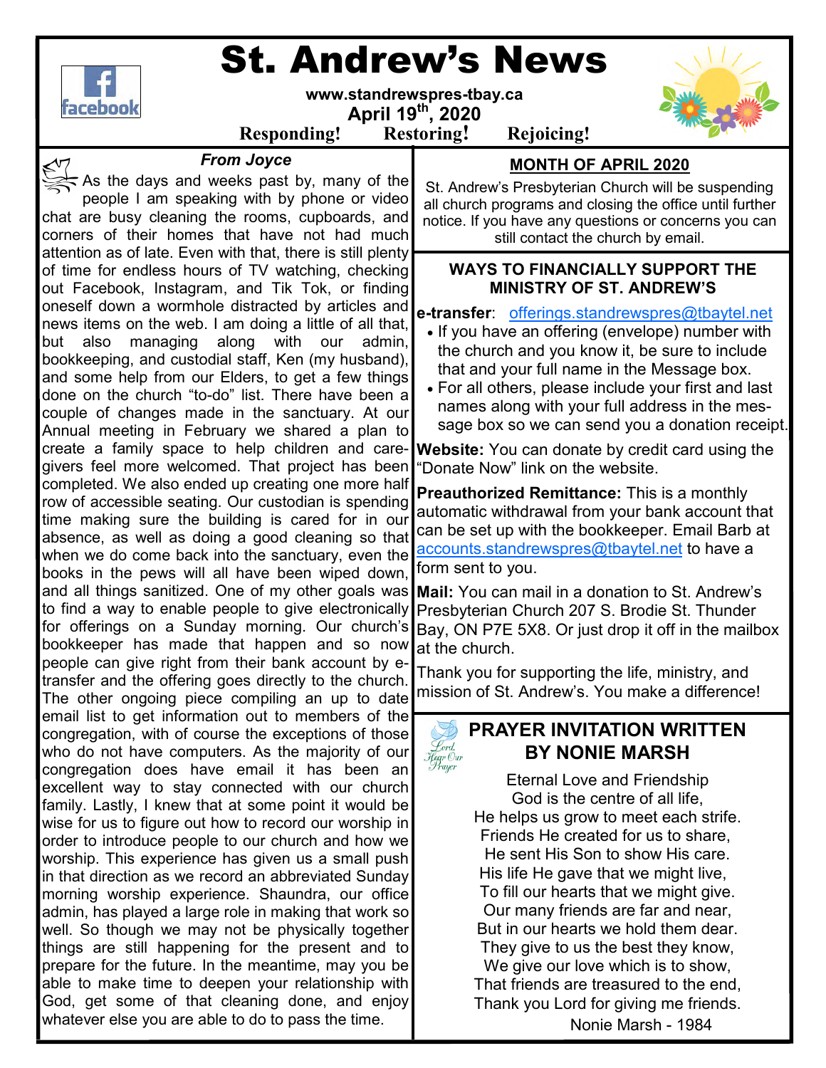# St. Andrew's News

**www.standrewspres-tbay.ca**

**April 19th, 2020**

**Responding! Restoring! Rejoicing!**

### *From Joyce*

As the days and weeks past by, many of the people I am speaking with by phone or video chat are busy cleaning the rooms, cupboards, and corners of their homes that have not had much attention as of late. Even with that, there is still plenty of time for endless hours of TV watching, checking out Facebook, Instagram, and Tik Tok, or finding oneself down a wormhole distracted by articles and news items on the web. I am doing a little of all that, but also managing along with our admin, bookkeeping, and custodial staff, Ken (my husband), and some help from our Elders, to get a few things done on the church "to-do" list. There have been a couple of changes made in the sanctuary. At our Annual meeting in February we shared a plan to create a family space to help children and care-givers feel more welcomed. That project has been completed. We also ended up creating one more half row of accessible seating. Our custodian is spending time making sure the building is cared for in our absence, as well as doing a good cleaning so that when we do come back into the sanctuary, even the books in the pews will all have been wiped down, and all things sanitized. One of my other goals was to find a way to enable people to give electronically for offerings on a Sunday morning. Our church's bookkeeper has made that happen and so now people can give right from their bank account by e-transfer and the offering goes directly to the church. The other ongoing piece compiling an up to date email list to get information out to members of the congregation, with of course the exceptions of those who do not have computers. As the majority of our congregation does have email it has been an excellent way to stay connected with our church family. Lastly, I knew that at some point it would be wise for us to figure out how to record our worship in order to introduce people to our church and how we worship. This experience has given us a small push in that direction as we record an abbreviated Sunday morning worship experience. Shaundra, our office admin, has played a large role in making that work so well. So though we may not be physically together things are still happening for the present and to prepare for the future. In the meantime, may you be able to make time to deepen your relationship with God, get some of that cleaning done, and enjoy whatever else you are able to do to pass the time.

### MONTH OF APRIL 2020

St. Andrew's Presbyterian Church will be suspending all church programs and closing the office until further notice. If you have any questions or concerns you can still contact the church by email.

### WAYS TO FINANCIALLY SUPPORT THE MINISTRY OF ST. ANDREW'S

**e-transfer**: offerings.standrewspres@tbaytel.net

- If you have an offering (envelope) number with the church and you know it, be sure to include that and your full name in the Message box.
- For all others, please include your first and last names along with your full address in the message box so we can send you a donation receipt.

**Website:** You can donate by credit card using the "Donate Now" link on the website.

**Preauthorized Remittance:** This is a monthly automatic withdrawal from your bank account that can be set up with the bookkeeper. Email Barb at accounts.standrewspres@tbaytel.net to have a form sent to you.

**Mail:** You can mail in a donation to St. Andrew's Presbyterian Church 207 S. Brodie St. Thunder Bay, ON P7E 5X8. Or just drop it off in the mailbox at the church.

Thank you for supporting the life, ministry, and mission of St. Andrew's. You make a difference!

### PRAYER INVITATION WRITTEN BY NONIE MARSH

Eternal Love and Friendship  
God is the centre of all life,  
He helps us grow to meet each strife.  
Friends He created for us to share,  
He sent His Son to show His care.  
His life He gave that we might live,  
To fill our hearts that we might give.  
Our many friends are far and near,  
But in our hearts we hold them dear.  
They give to us the best they know,  
We give our love which is to show,  
That friends are treasured to the end,  
Thank you Lord for giving me friends.

Nonie Marsh - 1984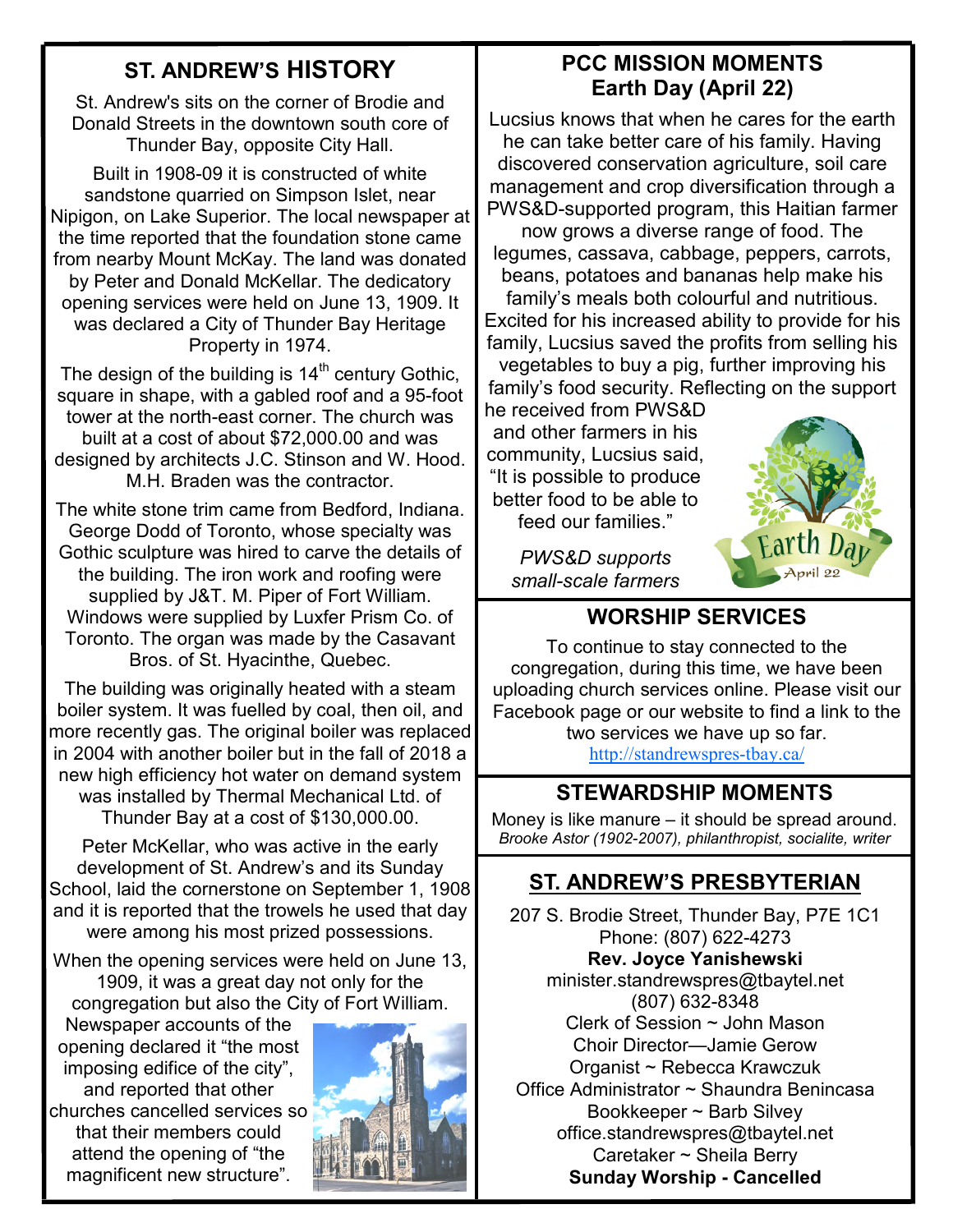## ST. ANDREW'S HISTORY

St. Andrew's sits on the corner of Brodie and Donald Streets in the downtown south core of Thunder Bay, opposite City Hall.

Built in 1908-09 it is constructed of white sandstone quarried on Simpson Islet, near Nipigon, on Lake Superior. The local newspaper at the time reported that the foundation stone came from nearby Mount McKay. The land was donated by Peter and Donald McKellar. The dedicatory opening services were held on June 13, 1909. It was declared a City of Thunder Bay Heritage Property in 1974.

The design of the building is 14th century Gothic, square in shape, with a gabled roof and a 95-foot tower at the north-east corner. The church was built at a cost of about $72,000.00 and was designed by architects J.C. Stinson and W. Hood. M.H. Braden was the contractor.

The white stone trim came from Bedford, Indiana. George Dodd of Toronto, whose specialty was Gothic sculpture was hired to carve the details of the building. The iron work and roofing were supplied by J&T. M. Piper of Fort William. Windows were supplied by Luxfer Prism Co. of Toronto. The organ was made by the Casavant Bros. of St. Hyacinthe, Quebec.

The building was originally heated with a steam boiler system. It was fuelled by coal, then oil, and more recently gas. The original boiler was replaced in 2004 with another boiler but in the fall of 2018 a new high efficiency hot water on demand system was installed by Thermal Mechanical Ltd. of Thunder Bay at a cost of $130,000.00.

Peter McKellar, who was active in the early development of St. Andrew's and its Sunday School, laid the cornerstone on September 1, 1908 and it is reported that the trowels he used that day were among his most prized possessions.

When the opening services were held on June 13, 1909, it was a great day not only for the congregation but also the City of Fort William. Newspaper accounts of the opening declared it "the most imposing edifice of the city", and reported that other churches cancelled services so that their members could attend the opening of "the magnificent new structure".

## PCC MISSION MOMENTS
## Earth Day (April 22)

Lucsius knows that when he cares for the earth he can take better care of his family. Having discovered conservation agriculture, soil care management and crop diversification through a PWS&D-supported program, this Haitian farmer now grows a diverse range of food. The legumes, cassava, cabbage, peppers, carrots, beans, potatoes and bananas help make his family's meals both colourful and nutritious. Excited for his increased ability to provide for his family, Lucsius saved the profits from selling his vegetables to buy a pig, further improving his family's food security. Reflecting on the support he received from PWS&D and other farmers in his community, Lucsius said, "It is possible to produce better food to be able to feed our families."

*PWS&D supports small-scale farmers*

Earth Day
April 22

## WORSHIP SERVICES

To continue to stay connected to the congregation, during this time, we have been uploading church services online. Please visit our Facebook page or our website to find a link to the two services we have up so far.
http://standrewspres-tbay.ca/

## STEWARDSHIP MOMENTS

Money is like manure – it should be spread around.
*Brooke Astor (1902-2007), philanthropist, socialite, writer*

## ST. ANDREW'S PRESBYTERIAN

207 S. Brodie Street, Thunder Bay, P7E 1C1
Phone: (807) 622-4273
**Rev. Joyce Yanishewski**
minister.standrewspres@tbaytel.net
(807) 632-8348
Clerk of Session ~ John Mason
Choir Director—Jamie Gerow
Organist ~ Rebecca Krawczuk
Office Administrator ~ Shaundra Benincasa
Bookkeeper ~ Barb Silvey
office.standrewspres@tbaytel.net
Caretaker ~ Sheila Berry
**Sunday Worship - Cancelled**